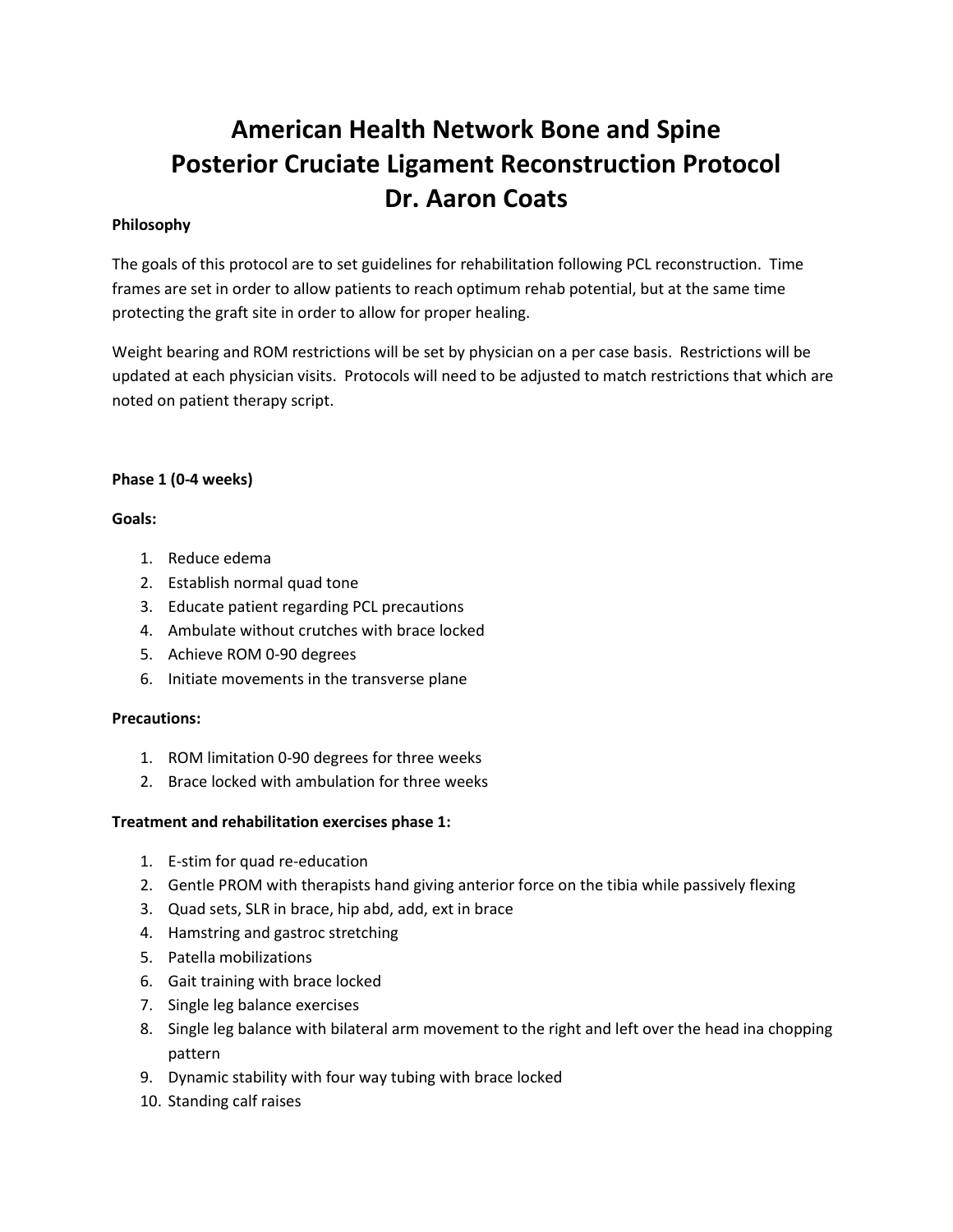# American Health Network Bone and Spine
# Posterior Cruciate Ligament Reconstruction Protocol
# Dr. Aaron Coats

**Philosophy**

The goals of this protocol are to set guidelines for rehabilitation following PCL reconstruction. Time frames are set in order to allow patients to reach optimum rehab potential, but at the same time protecting the graft site in order to allow for proper healing.

Weight bearing and ROM restrictions will be set by physician on a per case basis. Restrictions will be updated at each physician visits. Protocols will need to be adjusted to match restrictions that which are noted on patient therapy script.

**Phase 1 (0-4 weeks)**

**Goals:**

1. Reduce edema
2. Establish normal quad tone
3. Educate patient regarding PCL precautions
4. Ambulate without crutches with brace locked
5. Achieve ROM 0-90 degrees
6. Initiate movements in the transverse plane

**Precautions:**

1. ROM limitation 0-90 degrees for three weeks
2. Brace locked with ambulation for three weeks

**Treatment and rehabilitation exercises phase 1:**

1. E-stim for quad re-education
2. Gentle PROM with therapists hand giving anterior force on the tibia while passively flexing
3. Quad sets, SLR in brace, hip abd, add, ext in brace
4. Hamstring and gastroc stretching
5. Patella mobilizations
6. Gait training with brace locked
7. Single leg balance exercises
8. Single leg balance with bilateral arm movement to the right and left over the head ina chopping pattern
9. Dynamic stability with four way tubing with brace locked
10. Standing calf raises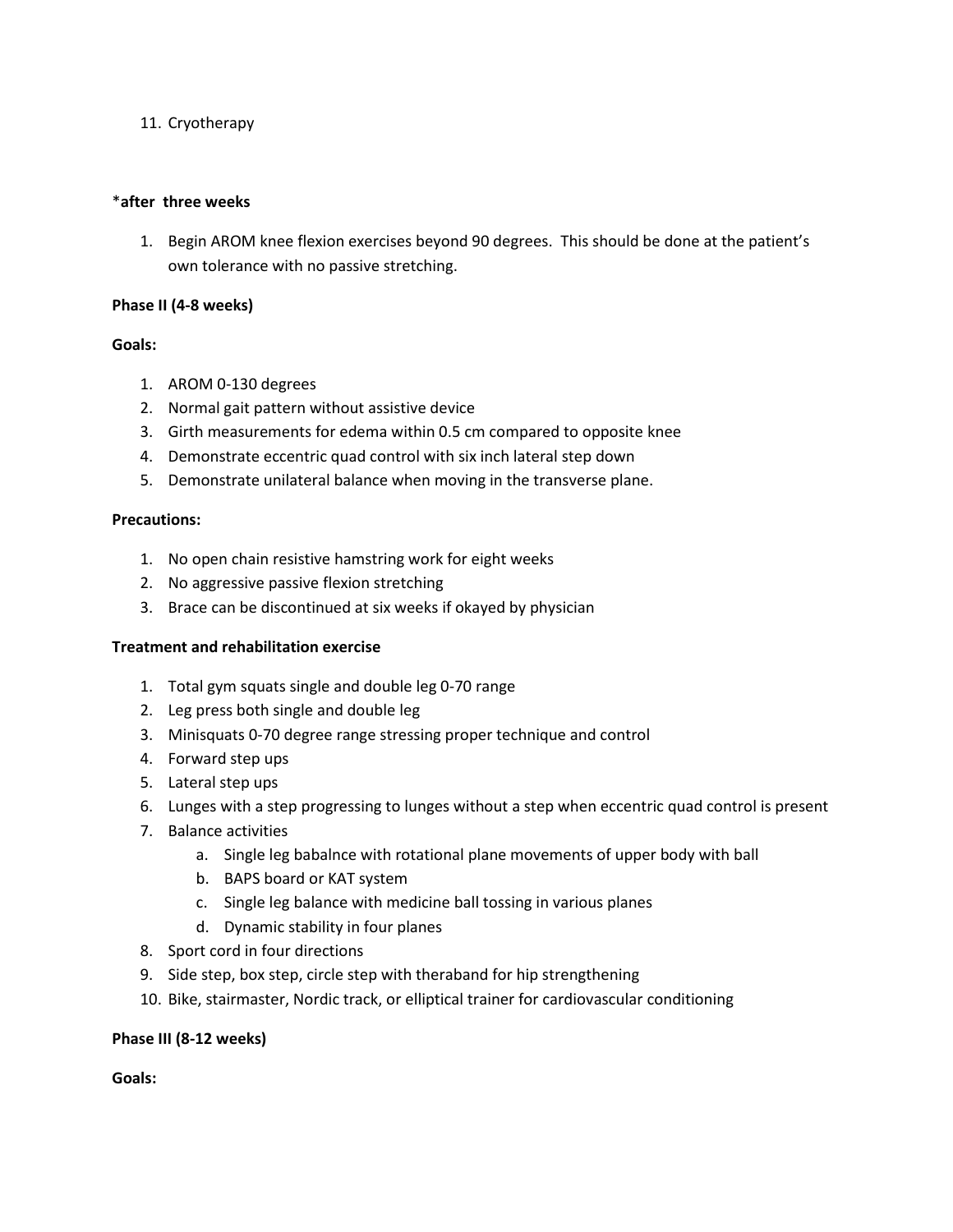11. Cryotherapy

***after three weeks**

1. Begin AROM knee flexion exercises beyond 90 degrees. This should be done at the patient's own tolerance with no passive stretching.

**Phase II (4-8 weeks)**

**Goals:**

1. AROM 0-130 degrees
2. Normal gait pattern without assistive device
3. Girth measurements for edema within 0.5 cm compared to opposite knee
4. Demonstrate eccentric quad control with six inch lateral step down
5. Demonstrate unilateral balance when moving in the transverse plane.

**Precautions:**

1. No open chain resistive hamstring work for eight weeks
2. No aggressive passive flexion stretching
3. Brace can be discontinued at six weeks if okayed by physician

**Treatment and rehabilitation exercise**

1. Total gym squats single and double leg 0-70 range
2. Leg press both single and double leg
3. Minisquats 0-70 degree range stressing proper technique and control
4. Forward step ups
5. Lateral step ups
6. Lunges with a step progressing to lunges without a step when eccentric quad control is present
7. Balance activities
   a. Single leg babalnce with rotational plane movements of upper body with ball
   b. BAPS board or KAT system
   c. Single leg balance with medicine ball tossing in various planes
   d. Dynamic stability in four planes
8. Sport cord in four directions
9. Side step, box step, circle step with theraband for hip strengthening
10. Bike, stairmaster, Nordic track, or elliptical trainer for cardiovascular conditioning

**Phase III (8-12 weeks)**

**Goals:**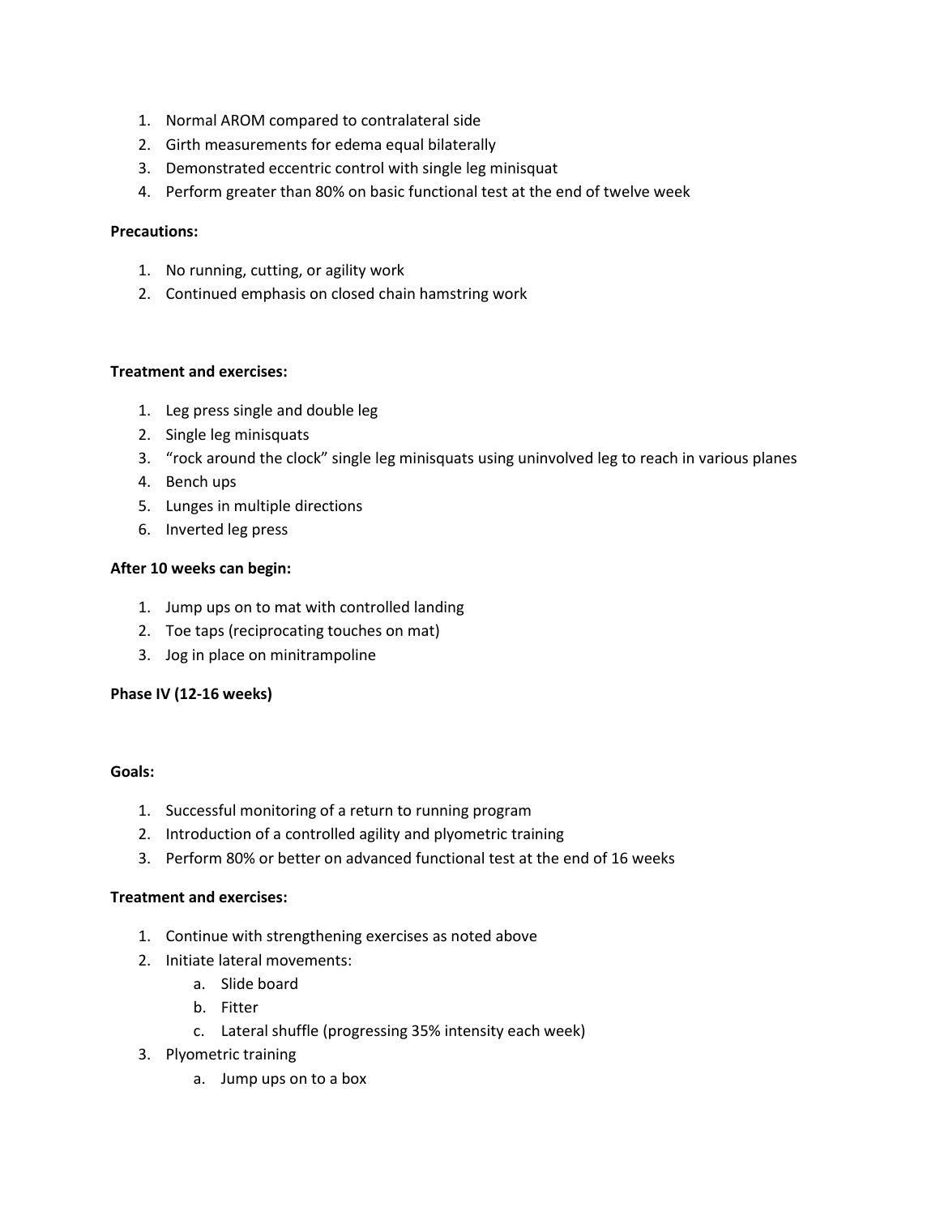1. Normal AROM compared to contralateral side
2. Girth measurements for edema equal bilaterally
3. Demonstrated eccentric control with single leg minisquat
4. Perform greater than 80% on basic functional test at the end of twelve week

**Precautions:**

1. No running, cutting, or agility work
2. Continued emphasis on closed chain hamstring work

**Treatment and exercises:**

1. Leg press single and double leg
2. Single leg minisquats
3. "rock around the clock" single leg minisquats using uninvolved leg to reach in various planes
4. Bench ups
5. Lunges in multiple directions
6. Inverted leg press

**After 10 weeks can begin:**

1. Jump ups on to mat with controlled landing
2. Toe taps (reciprocating touches on mat)
3. Jog in place on minitrampoline

**Phase IV (12-16 weeks)**

**Goals:**

1. Successful monitoring of a return to running program
2. Introduction of a controlled agility and plyometric training
3. Perform 80% or better on advanced functional test at the end of 16 weeks

**Treatment and exercises:**

1. Continue with strengthening exercises as noted above
2. Initiate lateral movements:
   a. Slide board
   b. Fitter
   c. Lateral shuffle (progressing 35% intensity each week)
3. Plyometric training
   a. Jump ups on to a box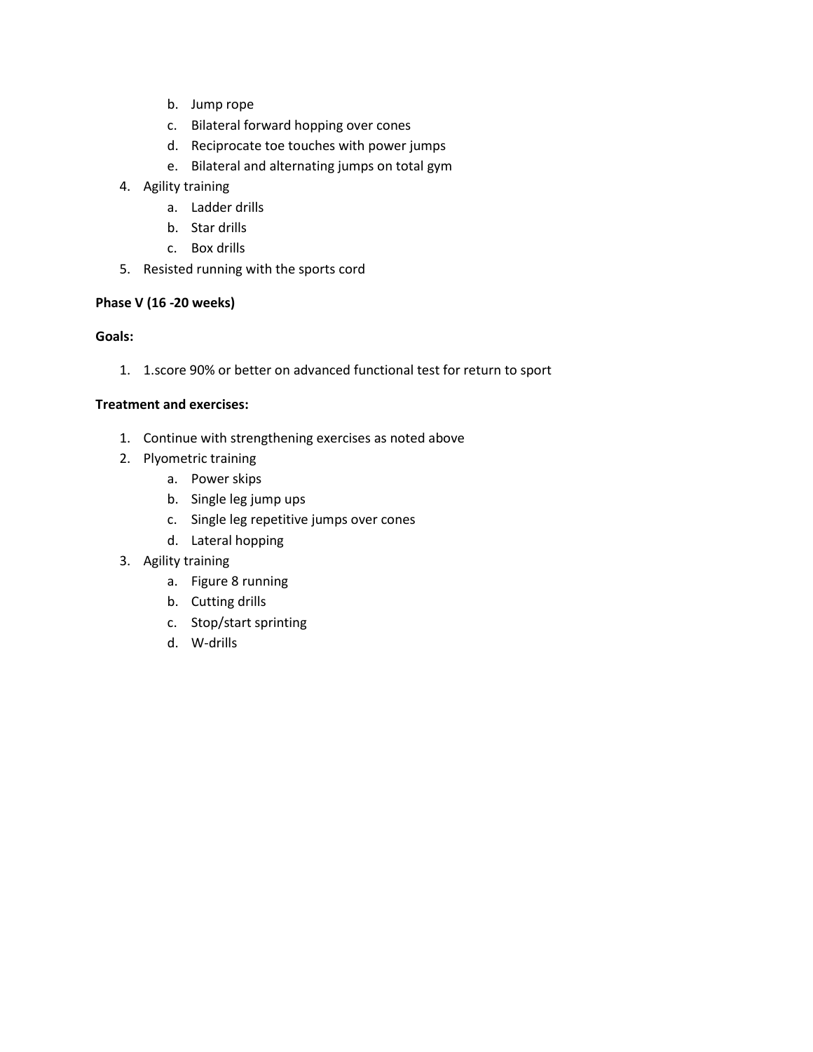b. Jump rope
   c. Bilateral forward hopping over cones
   d. Reciprocate toe touches with power jumps
   e. Bilateral and alternating jumps on total gym
4. Agility training
   a. Ladder drills
   b. Star drills
   c. Box drills
5. Resisted running with the sports cord

**Phase V (16 -20 weeks)**

**Goals:**

1. 1.score 90% or better on advanced functional test for return to sport

**Treatment and exercises:**

1. Continue with strengthening exercises as noted above
2. Plyometric training
   a. Power skips
   b. Single leg jump ups
   c. Single leg repetitive jumps over cones
   d. Lateral hopping
3. Agility training
   a. Figure 8 running
   b. Cutting drills
   c. Stop/start sprinting
   d. W-drills